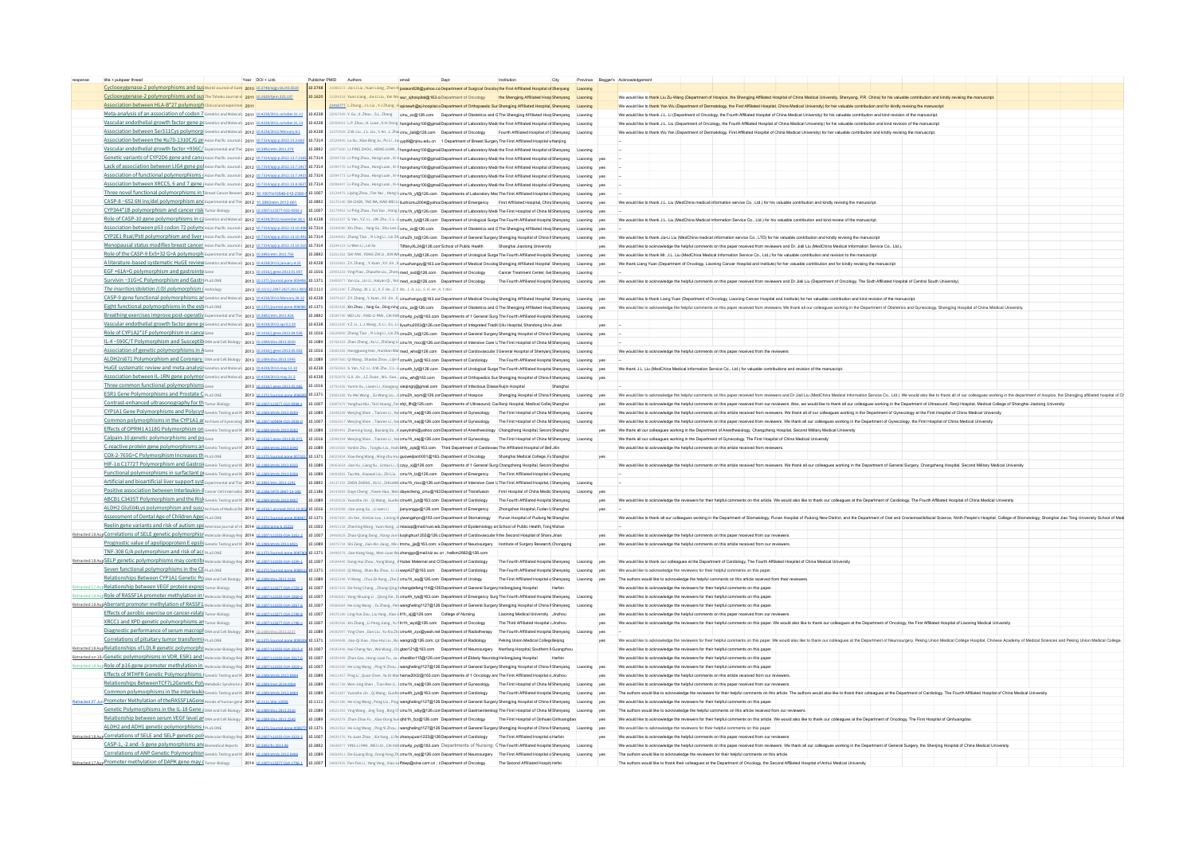| response | title + pubpeer thread | Year | DOI + Link | Publisher | PMID | Authors | email | Dept | Institution | City | Province | Begger's | Acknowledgement |
|---|---|---|---|---|---|---|---|---|---|---|---|---|---|
| | Cyclooxygenase-2 polymorphisms and sus | World Journal of Gastr | 2010 | 10.3748/wjg.v16.i41.5510 | 10.3748 | | Jie-Li Liu, Xuan Liang, Zhen-M | yaowei826@yahoo.co | Department of Surgical Oncology | The First Affiliated Hospital of | Shenyang | Liaoning | | |
| | Cyclooxygenase-2 polymorphisms and sus | The Tohoku Journal of | 2011 | 10.1620/tjem.223.127 | 10.1620 | | Yuan Liang, Jia-Li Liu, Yan Wu | wuy_sjhospital@163.com | Department of Oncology | the Shengjing Affiliated Hosp | Shenyang | Liaoning | | We would like to thank Liu Zu-Wang (Department of Hospice, the Shengjing Affiliated Hospital of China Medical University, Shenyang, P.R. China) for his valuable contribution and kindly revising the manuscript. |
| | Association between HLA-B*27 polymorph | Clinical and experimen | 2011 | | | | L Zhang, J X Liu, Y J Zhang | hgsheweh@sj-hospital.o | Department of Orthopaedic Sur | Shengjing Affiliated Hospital | Shenyang | Liaoning | | We would like to thank Yan Wu (Department of Dermatology, the First Affiliated Hospital, China Medical University) for her valuable contribution and for kindly revising the manuscript |
| | Meta-analysis of an association of codon 7 | Genetics and Molecul | 2011 | 10.4238/2011.october.31.12 | 10.4238 | | Y. Liu, X. Zhou, J.L. Zhang | cmu_zs@126.com | Department of Obstetrics and G | The Shengjing Affiliated Hosp | Shenyang | Liaoning | | We would like to thank J.L. Li (Department of Oncology, the Fourth Affiliated Hospital of China Medical University) for his valuable contribution and kind revision of the manuscript. |
| | Vascular endothelial growth factor gene p | Genetics and Molecul | 2011 | 10.4238/2011.october.31.13 | 10.4238 | | L.P. Zhou, H. Luan, X.H. Dong | hongshang100@gmail | Department of Laboratory Medi | the First Affiliated Hospital of | Shenyang | Liaoning | | We would like to thank J.L. Li (Department of Oncology, the Fourth Affiliated Hospital of China Medical University) for his valuable contribution and kind revision of the manuscript |
| | Association between Ser311Cys polymorp | Genetics and Molecul | 2012 | 10.4238/2012.february.8.1 | 10.4238 | | Z.W. Liu, J.L. Liu, Y. Wu, L. Zha | cmu_jial@126.com | Department of Oncology | Fourth Affiliated Hospital of C | Shenyang | Liaoning | | We would like to thank Wu Yan (Department of Dermatology, First Affiliated Hospital of China Medical University) for her valuable contribution and kindly revising the manuscript. |
| | Association between the Ku70-1310C/G p | Asian Pacific Journal o | 2011 | 10.7314/apjcp.2012.13.2.489 | 10.7314 | | Lu Xu, Xiao-Ming Xu, Pu Li, Ha | yyp88@njmu.edu.cn | 1 Department of Breast Surgery | The First Affiliated Hospital w | Nanjing | | | -- |
| | Vascular endothelial growth factor +936C/ | Experimental and The | 2011 | 10.3892/etm.2011.270 | 10.3892 | | Li-PING ZHOU, HONG LUAN, | hongshang100@gmail | Department of Laboratory Medi | the First Affiliated Hospital of | Shenyang | Liaoning | | -- |
| | Genetic variants of CYP2D6 gene and canc | Asian Pacific Journal o | 2012 | 10.7314/apjcp.2012.13.7.3165 | 10.7314 | | Li-Ping Zhou, Hong Luan, Xi-H | hongshang100@gmail | Department of Laboratory Medi | the First Affiliated Hospital of | Shenyang | Liaoning | yes | -- |
| | Lack of association between LIG4 gene po | Asian Pacific Journal o | 2012 | 10.7314/apjcp.2012.13.7.3417 | 10.7314 | | Li-Ping Zhou, Hong Luan, Xi-H | hongshang100@gmail | Department of Laboratory Medi | the First Affiliated Hospital of | Shenyang | Liaoning | yes | -- |
| | Association of functional polymorphisms | Asian Pacific Journal o | 2012 | 10.7314/apjcp.2012.13.7.3433 | 10.7314 | | Li-Ping Zhou, Hong Luan, Xi-H | hongshang100@gmail | Department of Laboratory Medi | the First Affiliated Hospital of | Shenyang | Liaoning | yes | -- |
| | Association between XRCC5, 6 and 7 gene | Asian Pacific Journal o | 2012 | 10.7314/apjcp.2012.13.8.3637 | 10.7314 | | Li-Ping Zhou, Hong Luan, Xi-H | hongshang100@gmail | Department of Laboratory Medi | the First Affiliated Hospital of | Shenyang | Liaoning | yes | -- |
| | Three novel functional polymorphisms in | Breast Cancer Resear | 2012 | 10.1007/s10549-012-2300-4 | 10.1007 | | Liping Zhou, Fan Yao, Hong Lu | cmu1h_yf@126.com | Departments of Laboratory Me | The First Affiliated Hospital o | Shenyang | Liaoning | yes | -- |
| | CASP-8 −652 6N ins/del polymorphism and | Experimental and The | 2012 | 10.3892/etm.2012.661 | 10.3892 | | DA CHEN, TAO MA, XIAO-WEI LI | liuzhicmu2004@yahoo | Department of Emergency | First Affiliated Hospital, China | Shenyang | Liaoning | yes | We would like to thank J.L. Li (MedChina medical information service Co., Ltd.) for his valuable contribution and kindly revising the manuscript. |
| | CYP3A4*1B polymorphism and cancer risk | Tumor Biology | 2013 | 10.1007/s13277-012-0592-y | 10.1007 | | Li-Ping Zhou, Fan Yao, Hong Lu | cmu1h_yf@126.com | Department of Laboratory Medi | The First Hospital of China M | Shenyang | Liaoning | yes | -- |
| | Role of CASP-10 gene polymorphisms in c | Genetics and Molecul | 2012 | 10.4238/2012.november.26.1 | 10.4238 | | S. Yan, Y.Z. Li, J.W. Zhu, C.L. Li | cmu4h_lyl@126.com | Department of Urological Surge | The Fourth Affiliated Hospital | Shenyang | Liaoning | yes | We would like to thank J.L. Li (MedChina Medical Information Service Co., Ltd.) for his valuable contribution and kind review of the manuscript. |
| | Association between p53 codon 72 polymo | Asian Pacific Journal o | 2012 | 10.7314/apjcp.2012.13.10.4981 | 10.7314 | | Xin Zhao, Yang Gu, Shu-Lan Z | cmu_zs@126.com | Department of Obstetrics and G | The Shengjing Affiliated Hosp | Shenyang | Liaoning | yes | -- |
| | CYP2E1 RsaI/PstI polymorphism and liver | Asian Pacific Journal o | 2012 | 10.7314/apjcp.2012.13.10.4915 | 10.7314 | | Zhang Tian, Yi-Ling Li, Lin Zh | cmu2h_tz@126.com | Department of General Surgery | Shengjing Hospital of China M | Shenyang | Liaoning | yes | We would like to thank Jia-Li Liu (MedChina medical information service Co., LTD) for his valuable contribution and kindly revising the manuscript |
| | Menopausal status modifies breast cancer | Asian Pacific Journal o | 2012 | 10.7314/apjcp.2012.13.10.5195 | 10.7314 | | Li-Wen Li, Lei Xu | Tiffany9L24@126.com | School of Public Health | Shanghai Jiaotong University | | | yes | We would like to acknowledge the helpful comments on this paper received from reviewers and Dr. Jiali Liu (MedChina Medical Information Service Co., Ltd.). |
| | Role of the CASP-9 Ex5+32 G>A polymorph | Experimental and The | 2013 | 10.3892/etm.2012.756 | 10.3892 | | SHI YAN, YONG-ZHI LI, JIN-WA | cmu4h_lyl@126.com | Department of Urological Surge | The Fourth Affiliated Hospital | Shenyang | Liaoning | yes | We would like to thank Mr. J.L. Liu (MedChina Medical Information Service Co., Ltd.) for his valuable contribution and revision to the manuscript |
| | A literature-based systematic HuGE review | Genetics and Molecul | 2013 | 10.4238/2013.january.4.22 | 10.4238 | | Z.X. Zhang, Y. Xuan, X.X. Jin, X | cmuzhangzx@163.com | Department of Medical Oncolog | Shengjing Affiliated Hospital | Shenyang | Liaoning | yes | We thank Liang Yuan (Department of Oncology, Liaoning Cancer Hospital and Institute) for her valuable contribution and for kindly revising the manuscript |
| | EGF +61A>G polymorphism and gastrointe | Gene | 2013 | 10.1016/j.gene.2013.01.027 | 10.1016 | | Ying Piao, Zhaozhe Liu, Zhend | med_xud@126.com | Department of Oncology | Cancer Treatment Center, Ge | Shenyang | Liaoning | yes | -- |
| | Survivin −31G>C Polymorphism and Gastr | PLoS ONE | 2013 | 10.1371/journal.pone.0054814 | 10.1371 | | Yan Liu, Lin Li, Haiyan Qi, Yan | med_xca@126.com | Department of Oncology | The Fourth Affiliated Hospital | Shenyang | Liaoning | yes | We would like to acknowledge the helpful comments on this paper received from reviewers and Dr Jiali Liu (Department of Oncology, The Sixth Affiliated Hospital of Central South University). |
| | The insertion/deletion (I/D) polymorphism i | Andrology | 2013 | 10.1111/j.2047-2927.2012.00055.x | 10.1111 | | T. Zhang, W.-L. Li, X.-F. He, Z.-F. Wu, J.-H. Liu, S.-H. He, X. Wei | | | | | | | |
| | CASP-9 gene functional polymorphisms ar | Genetics and Molecul | 2013 | 10.4238/2013.february.28.22 | 10.4238 | | Z.X. Zhang, Y. Xuan, X.X. Jin, X | cmuzhangzx@163.com | Department of Medical Oncolog | Shengjing Affiliated Hospital | Shenyang | Liaoning | yes | We would like to thank Liang Yuan (Department of Oncology, Liaoning Cancer Hospital and Institute) for her valuable contribution and kind revision of the manuscript. |
| | Eight functional polymorphisms in the esti | PLoS ONE | 2013 | 10.1371/journal.pone.0060616 | 10.1371 | | Xin Zhao, Yang Gu, Ding-xing | cmu_zs@126.com | Department of Obstetrics and G | The Shengjing Affiliated Hosp | Shenyang | Liaoning | yes | We would like to acknowledge the helpful comments on this paper received from reviewers. We thank all our colleagues working in the Department of Obstetrics and Gynecology, Shengjing Hospital of China Medical University. |
| | Breathing exercises improve post-operativ | Experimental and The | 2013 | 10.3892/etm.2013.926 | 10.3892 | | WEI LIU, YING-LI WANG, CAI-XIA | cmu4h_pyl@163.com | Departments of 1 General Surg | The Fourth Affiliated Hospital | Shenyang | Liaoning | | |
| | Vascular endothelial growth factor gene pc | Genetics and Molecul | 2013 | 10.4238/2013.april.2.20 | 10.4238 | | Y.Z. Li, L.J. Wang, X.Li, S.L. Li | lyyzhu2003@126.com | Department of Integrated Tradit | Qilu Hospital, Shandong Unive | Jinan | | yes | -- |
| | Role of CYP1A2*1F polymorphism in cance | Gene | 2013 | 10.1016/j.gene.2013.04.035 | 10.1016 | | Zhang Tian, Yi-Ling Li, Lin Zh | cmu2h_tz@126.com | Department of General Surgery | Shengjing Hospital of China M | Shenyang | Liaoning | yes | -- |
| | IL-4 −590C/T Polymorphism and Susceptib | DNA and Cell Biology | 2013 | 10.1089/dna.2013.2020 | 10.1089 | | Zhen Zheng, Xu Li, Zhiliang Li | cmu1h_rmcc@126.com | Department of Intensive Care U | The First Hospital of China M | Shenyang | Liaoning | yes | -- |
| | Association of genetic polymorphisms in A | Gene | 2013 | 10.1016/j.gene.2013.05.032 | 10.1016 | | Hongguang Han, Haishan Wa | med_ahs@126.com | Department of Cardiovascular | General Hospital of Shenyang | Shenyang | Liaoning | yes | We would like to acknowledge the helpful comments on this paper received from the reviewers |
| | ALDH2rs671 Polymorphism and Coronary | DNA and Cell Biology | 2013 | 10.1089/dna.2013.1995 | 10.1089 | | Qi Wang, Shaobo Zhou, Li-H | cmu4h_lyl@163.com | Department of Cardiology | The Fourth Affiliated Hospital | Shenyang | Liaoning | yes | -- |
| | HuGE systematic review and meta-analysi | Genetics and Molecul | 2013 | 10.4238/2013.may.13.10 | 10.4238 | | S. Yan, Y.Z. Li, X.W. Zhu, C.L. L | cmu4h_lyl@126.com | Department of Urological Surge | The Fourth Affiliated Hospital | Shenyang | Liaoning | yes | We thank J.L. Liu (MedChina Medical Information Service Co., Ltd.) for valuable contributions and revision of the manuscript. |
| | Association between IL-1RN gene polymor | Genetics and Molecul | 2013 | 10.4238/2013.may.21.3 | 10.4238 | | G.X. Jin, Z.D. Duan, W.L. Guo | cmu_wh@163.com | Department of Orthopedics Sur | Shengjing Hospital of China M | Shenyang | Liaoning | yes | -- |
| | Three common functional polymorphisms | Gene | 2013 | 10.1016/j.gene.2013.05.085 | 10.1016 | | Yumin Xu, Liwen Li, Xiaogang | xiexiaogl@gmail.com | Department of Infectious Disea | Ruijin Hospital | Shanghai | | yes | -- |
| | ESR1 Gene Polymorphisms and Prostate C | PLoS ONE | 2013 | 10.1371/journal.pone.0066999 | 10.1371 | | Ya-Wei Wang, Zu-Wang Liu, J | cmu2h_wym@126.com | Department of Hospice | Shengjing Hospital of China M | Shenyang | Liaoning | yes | We would like to acknowledge the helpful comments on this paper received from reviewers and Dr Jiali Liu (MedChina Medical Information Service Co., Ltd.). We would also like to thank all of our colleagues working in the department of hospice, the Shengjing affiliated hospital of Ch |
| | Contrast-enhanced ultrasonography for th | Tumor Biology | 2013 | 10.1007/s13277-013-0946-0 | 10.1007 | | Yonghua Niu, Tian Huang, Fei | shjt_lfh@126.com | Department of Ultrasound, Cai | Renji Hospital, Medical Colleg | Shanghai | | yes | We would like to acknowledge the helpful comments on this paper received from our reviewers. Also, we would like to thank all our colleagues working in the Department of Ultrasound, Renji Hospital, Medical College of Shanghai Jiaotong University. |
| | CYP1A1 Gene Polymorphisms and Polycyst | Genetic Testing and M | 2013 | 10.1089/gtmb.2013.0203 | 10.1089 | | Wenjing Shen, Tianren Li, Ya | cmu1h_rwj@126.com | Department of Gynecology | The First Hospital of China M | Shenyang | Liaoning | yes | We would like to acknowledge the helpful comments on this article received from reviewers. We thank all of our colleagues working in the Department of Gynecology at the First Hospital of China Medical University |
| | Common polymorphisms in the CYP1A1 ar | Archives of Gynecolog | 2014 | 10.1007/s00404-013-2939-8 | 10.1007 | | Wenjing Shen, Tianren Li, Ya | cmu1h_rwj@126.com | Department of Gynecology | The First Hospital of China M | Shenyang | Liaoning | yes | We would like to acknowledge the helpful comments on this paper received from reviewers. We thank all our colleagues working in the Department of Gynecology, the First Hospital of China Medical University |
| | Effects of OPRM1 A118G Polymorphism on | Genetic Testing and M | 2013 | 10.1089/gtmb.2013.0262 | 10.1089 | | Zhenning Song, Baoliang Du, K | xueyinshi@yahoo.com | Department of Anesthesiology | Changzheng Hospital, Secon | Shanghai | | yes | We thank all our colleagues working in the Department of Anesthesiology, Changzheng Hospital, Second Military Medical University |
| | Calpain-10 genetic polymorphisms and po | Gene | 2013 | 10.1016/j.gene.2013.08.071 | 10.1016 | | Wenjing Shen, Tianren Li, Ya | cmu1h_rwj@126.com | Department of Gynecology | The First Hospital of China M | Shenyang | Liaoning | yes | We thank all our colleagues working in the Department of Gynecology, The First Hospital of China Medical University |
| | C-reactive protein gene polymorphisms an | Genetic Testing and M | 2013 | 10.1089/gtmb.2013.0340 | 10.1089 | | Yanbin Zhu, Tongbo Liu, Hon | bhfy_zyb@163.com | Third Department of Cardiovas | The Affiliated Hospital of Beih | Jilin | | yes | We would like to acknowledge the helpful comments on this article received from reviewers. |
| | COX-2-765G>C Polymorphism Increases th | PLoS ONE | 2013 | 10.1371/journal.pone.0075937 | 10.1371 | | Xiao-feng Wang, Ming-zhu Hu | guowenjian0001@163 | Department of Oncology | Shanghai Medical College, Fu | Shanghai | | yes | -- |
| | HIF-1α C1772T Polymorphism and Gastroi | Genetic Testing and M | 2013 | 10.1089/gtmb.2013.0325 | 10.1089 | | Jian Xu, Liang Xu, Linhui Li, Ji | czyy_xj@126.com | Departments of 1 General Surg | Changzheng Hospital, Secon | Shanghai | | yes | We would like to acknowledge the helpful comments on this paper received from reviewers. We thank all our colleagues working in the Department of General Surgery, Changzheng Hospital, Second Military Medical University |
| | Functional polymorphisms in surfactant pr | Genetic Testing and M | 2013 | 10.1089/gtmb.2013.0363 | 10.1089 | | Tao Ma, Xiaowei Liu, Zhi Liu | cmu1h_tz@126.com | Department of Emergency | The First Affiliated Hospital o | Shenyang | Liaoning | | -- |
| | Artificial and bioartificial liver support syst | Experimental and The | 2013 | 10.3892/etm.2013.1241 | 10.3892 | | ZHEN ZHENG, XU LI, ZHILIAN | cmu1h_rmcc@126.com | Department of Intensive Care U | The First Affiliated Hospital, C | Shenyang | Liaoning | yes | -- |
| | Positive association between Interleukin-8 | Cancer Cell Internation | 2013 | 10.1186/1475-2867-13-100 | 10.1186 | | Daye Cheng, Yuxin Hao, Wen | dayecheng_cmu@163 | Department of Transfusion | First Hospital of China Medic | Shenyang | Liaoning | yes | -- |
| | ABCB1 C3435T Polymorphism and the Risk | Genetic Testing and M | 2014 | 10.1089/gtmb.2013.0407 | 10.1089 | | Yuanzhe Jin, Qi Wang, Guofei | cmu4h_jyz@126.com | Department of Cardiology | The Fourth Affiliated Hospital | Shenyang | Liaoning | yes | We would like to acknowledge the reviewers for their helpful comments on this article. We would also like to thank our colleagues at the Department of Cardiology, The Fourth Affiliated Hospital of China Medical University |
| | ALDH2 Glu504Lys polymorphism and susc | Archives of Medical Re | 2014 | 10.1016/j.arcmed.2013.10.002 | 10.1016 | | Jian-yong Ge, Li-wen Li | jianyongge@126.com | Department of Emergency | Zhongshan Hospital, Fudan U | Shanghai | | yes | -- |
| | Assessment of Dental Age of Children Age | PLoS ONE | 2013 | 10.1371/journal.pone.0084672 | 10.1371 | | Jin Yan, Xinlian Lou, Liming X | yanangzhou@163.com | Department of Stomatology | Punan Hospital of Pudong Ne | Shanghai | | yes | We would like to thank all our colleagues working in the Department of Stomatology, Punan Hospital of Pudong New District, and the Department of Oral and Craniomaxillofacial Science, Ninth People's Hospital, College of Stomatology, Shanghai Jiao Tong University School of Medi |
| | Reelin gene variants and risk of autism spe | American journal of m | 2014 | 10.1002/ajmg.b.32222 | 10.1002 | | Zhenling Wang, Yuan Hong, J | mksoup@mail.hust.edu | Department of Epidemiology an | School of Public Health, Tong | Wuhan | | | -- |
| Retracted 18 Aug | Correlations of SELE genetic polymorphis | Molecular Biology Rep | 2014 | 10.1007/s11033-014-3163-1 | 10.1007 | | Zhao-Qiang Dong, Xiang-Jun | luqinghua412@126.com | Department of Cardiovascular | the Second Hospital of Shand | Jinan | | yes | We would like to acknowledge the helpful comments on this paper received from our reviewers. |
| | Prognostic value of apolipoprotein E epsil | Genetic Testing and M | 2014 | 10.1089/gtmb.2013.0401 | 10.1089 | | Shi Zeng, Jian-Xin Jiang, Min | hmmu_jjx@163.com | Department of Neurosurgery | Institute of Surgery Research | Chongqing | | yes | We would like to acknowledge the helpful comments on this article received from our reviewers. |
| | TNF-308 G/A polymorphism and risk of ac | PLoS ONE | 2014 | 10.1371/journal.pone.0087607 | 10.1371 | | Jian-Kang Yang, Wen-Juan Wu | zhangqp@mail.kiz.ac.cn | heilkm2662@126.com | | | | | |
| Retracted 18 Aug | SELP genetic polymorphisms may contrib | Molecular Biology Rep | 2014 | 10.1007/s11033-014-3199-1 | 10.1007 | | Dong-Hui Zhou, Yong Wang, | Haibei | Maternal and Ch | Department of Cardiology | The Fourth Affiliated Hospital | Shenyang | Liaoning | We would like to thank our colleagues at the Department of Cardiology, The Fourth Affiliated Hospital of China Medical University |
| | Seven functional polymorphisms in the CE | PLoS ONE | 2014 | 10.1371/journal.pone.0089853 | 10.1371 | | Qi Wang, Shao-Bo Zhou, Li-Ju | weipl427@163.com | Department of Cardiology | The Fourth Affiliated Hospital | Shenyang | Liaoning | yes | We would like to acknowledge the reviewers for their helpful comments on this paper. |
| | Relationships Between CYP1A1 Genetic Po | DNA and Cell Biology | 2014 | 10.1089/dna.2013.2285 | 10.1089 | | Yi Wang, Chun-Ze Kang, Zhe Z | cmu1h_wy@126.com | Department of Urology | The First Affiliated Hospital of | Shenyang | Liaoning | yes | The authors would like to acknowledge the helpful comments on this article received from their reviewers. |
| Retracted 17 Aug | Relationship between VEGF protein expre | Tumor Biology | 2014 | 10.1007/s13277-014-1725-2 | 10.1007 | | De-Feng Chang, Zhang-Qing | changdefeng114@126 | Department of General Surgery | Heilongjiang Hospital | Harbin | | | We would like to acknowledge the reviewers for their helpful comments on this paper. |
| Retracted 18 Aug | Role of RASSF1A promoter methylation in | Molecular Biology Rep | 2014 | 10.1007/s11033-014-3260-0 | 10.1007 | | Yong-Shuang Li, Qiang Xie, D | cmu1h_lys@163.com | Department of General Surgery | The First Affiliated Hospital of | Shenyang | Liaoning | yes | We would like to acknowledge the reviewers for their helpful comments on this paper. |
| Retracted 18 Aug | Aberrant promoter methylation of RASSF1 | Molecular Biology Rep | 2014 | 10.1007/s11033-014-3267-6 | 10.1007 | | He-Ling Wang, Ya Zhang, Pen | wangheling1127@126 | Department of General Surgery | Shengjing Hospital of China M | Shenyang | Liaoning | yes | We would like to acknowledge the reviewers for their helpful comments on this paper. |
| | Effects of aerobic exercise on cancer-relate | Tumor Biology | 2014 | 10.1007/s13277-014-1749-0 | 10.1007 | | Ling-Xue Zou, Lu Yang, Xiao-L | lfrh_xjj@126.com | College of Nursing | Liaoning Medical University | Jinzhou | | yes | We would like to acknowledge the helpful comments on this paper received from our reviewers. |
| | XRCC1 and XPD genetic polymorphisms an | Tumor Biology | 2014 | 10.1007/s13277-014-1766-z | 10.1007 | | Xin Zhang, Li-Peng Jiang, Yu | lfrh_wyd@126.com | Department of Cardiology | The Third Affiliated Hospital o | Jinzhou | | yes | We would like to acknowledge the reviewers for their helpful comments on this paper. We would also like to thank our colleagues at the Department of Oncology, the First Affiliated Hospital of Liaoning Medical University |
| | Diagnostic performance of serum macropr | DNA and Cell Biology | 2014 | 10.1089/dna.2013.2237 | 10.1089 | | Ying Chen, Dan Liu, Yu-Xia Zh | cmu4h_zyx@yeah.net | Department of Radiotherapy | The Fourth Affiliated Hospital | Shenyang | Liaoning | yes | We would like to acknowledge the helpful comments on this paper received from our reviewers. |
| | Correlations of pituitary tumor transformi | PLoS ONE | 2014 | 10.1371/journal.pone.0092078 | 10.1371 | | Quan-Qi Xiao, Xiao-Hai Liu, Bo | wangrz@126.com; cjz | Department of Radiology | Peking Union Medical Colleg | Beijing | | yes | We would like to acknowledge the reviewers for their helpful comments on this paper. We would also like to thank our colleagues at the Department of Neurosurgery, Peking Union Medical College Hospital, Chinese Academy of Medical Sciences and Peking Union Medical College. |
| Retracted 18 Aug | Relationships of LDLR genetic polymorphi | Molecular Biology Rep | 2014 | 10.1007/s11033-014-3313-4 | 10.1007 | | Hai-Cheng Yan, Wei Wang, Ch | gaol1216@163.com | Department of Neurosurgery | Nanfang Hospital, Southern M | Guangzhou | | yes | We would like to acknowledge the reviewers for their helpful comments on this paper. |
| Retracted on 18 | Genetic polymorphisms in VDR, ESR1 and | Molecular Biology Rep | 2014 | 10.1007/s11033-014-3317-0 | 10.1007 | | Zhan Gao, Hong-Juan Fu, Jia | zhaodlao115@126.com | Department of Elderly Neurolog | Heilongjiang Hospital | Harbin | | yes | We would like to acknowledge the reviewers for their helpful comments on this paper. |
| Retracted 18 Aug | Role of p16 gene promoter methylation in | Molecular Biology Rep | 2014 | 10.1007/s11033-014-3324-1 | 10.1007 | | He-Ling Wang, Ping-Yi Zhou, | wangheling1127@126 | Department of General Surgery | Shengjing Hospital of China M | Shenyang | Liaoning | yes | We would like to acknowledge the reviewers for their helpful comments on this paper. |
| | Effects of MTHFR Genetic Polymorphisms | Tumor Biology | 2014 | 10.1089/gtmb.2013.0494 | 10.1089 | | Ping Li, Quan Chen, Yu-Xi Wa | hmmx2002@163.com | Department of 1 Oncology and | The First Affiliated Hospital o | Jinzhou | | yes | We would like to acknowledge the reviewers for their helpful comments on this paper. |
| | Relationships BetweenTCF7L2Genetic Pol | Metabolic Syndrome a | 2014 | 10.1089/met.2014.0004 | 10.1089 | | Wen-Jing Shen, Tian-Ren Li, | cmu1h_rwj@126.com | Department of Gynecology | The First Hospital of China M | Shenyang | Liaoning | yes | We would like to acknowledge the reviewers for their helpful comments on this paper received from our reviewers. |
| | Common polymorphisms in the interleukin | Genetic Testing and M | 2014 | 10.1089/gtmb.2013.0463 | 10.1089 | | Yuanzhe Jin, Qi Wang, Guofei | cmu4h_jyz@163.com | Department of Cardiology | The Fourth Affiliated Hospital | Shenyang | Liaoning | yes | The authors would like to acknowledge the reviewers for their helpful comments on this article. The authors would also like to thank their colleagues at the Department of Cardiology, The Fourth Affiliated Hospital of China Medical University |
| Retracted 27 Jun | Promoter Methylation of theRASSF1AGene | Annals of human gene | 2014 | 10.1111/ahg.12066 | 10.1111 | | He-Ling Wang, Peng Liu, Ping | wangheling1127@126 | Department of General Surgery | Shengjing Hospital of China M | Shenyang | Liaoning | yes | We would like to acknowledge the reviewers for their helpful comments on this paper. |
| | Genetic Polymorphisms in the IL-18 Gene | DNA and Cell Biology | 2014 | 10.1089/dna.2013.2210 | 10.1089 | | Ying Wang, Jing Tong, Bing Ch | cmu1h_wby@126.com | Department of Gastroenterolog | The First Hospital of China M | Shenyang | Liaoning | yes | The authors would like to acknowledge the helpful comments on this article received from our reviewers. |
| | Relationship between serum VEGF level ar | DNA and Cell Biology | 2014 | 10.1089/dna.2013.2249 | 10.1089 | | Zhan-Zhou Fu, Xiao-Dong Sun | qhd1h_fzz@126.com | Department of Oncology | The First Hospital of Qinhuan | Qinhuangdao | | yes | We would like to acknowledge the helpful comments on this paper received from our reviewers. We would also like to thank our colleagues at the Department of Oncology, The First Hospital of Qinhuangdao. |
| | ALDH2 and ADH1 genetic polymorphisms | PLoS ONE | 2014 | 10.1371/journal.pone.0088779 | 10.1371 | | He-Ling Wang, Ping-Yi Zhou, | wangheling1127@126 | Department of General Surgery | Shengjing Hospital of China M | Shenyang | Liaoning | yes | We would like to acknowledge the reviewers for their helpful comments on this paper. |
| Retracted 18 Aug | Correlations of SELE and SELP genetic pol | Molecular Biology Rep | 2014 | 10.1007/s11033-014-3323-2 | 10.1007 | | Yu Juan Zhao, Xu-Long, Li-Ro | zhaoyujuan1223@126 | Department of Cardiology | The First Affiliated Hospital o | Harbin | | yes | We would like to acknowledge the reviewers for their helpful comments on this paper. |
| | CASP-1, -2 and -5 gene polymorphisms and | Biomedical Reports | 2013 | 10.3892/br.2013.86 | 10.3892 | | YING-LI WANG, WEI LIU, CAI-XI | cmu4h_pyl@163.com | Departments of Nursing, 1 Car | The Fourth Affiliated Hospital | Shenyang | Liaoning | yes | We would like to acknowledge the helpful comments on this paper received from reviewers. We thank all our colleagues working in the Department of General Surgery, the Shengjing Hospital of China Medical University |
| | Correlations of ANP Genetic Polymorphism | Genetic Testing and M | 2014 | 10.1089/gtmb.2013.0483 | 10.1089 | | De-Guang Ning, Dong-Yang Zh | cmu1h_ndg@126.com | Department of Neurosurgery | The First Affiliated Hospital of | Shenyang | Liaoning | yes | The authors would like to acknowledge the reviewers for their helpful comments on this paper. |
| Retracted 17 Aug | Promoter methylation of DAPK gene may c | Tumor Biology | 2014 | 10.1007/s13277-014-1799-3 | 10.1007 | | Fan Fan Li, Yang Yang, Xiao-L | ffstep@sina.com.cn | Department of Oncology | The Second Affiliated Hospit | Hefei | | yes | We would like to thank their colleagues at the Department of Oncology, the Second Affiliated Hospital of Anhui Medical University |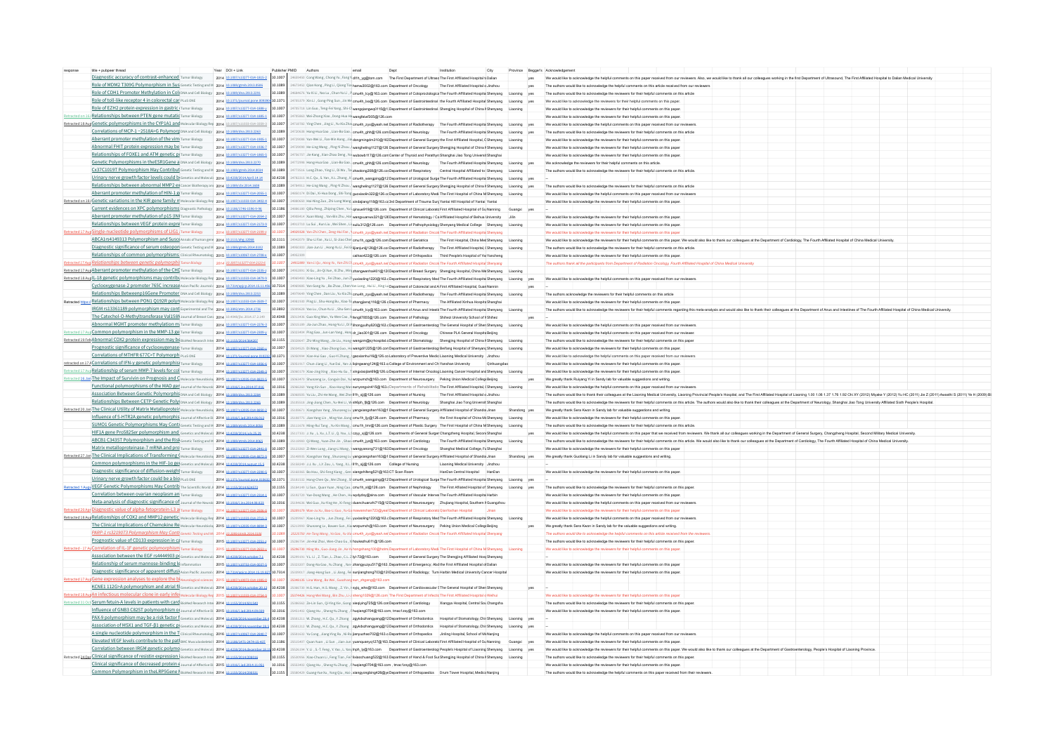| response | title + pubpeer thread | Year | DOI + Link | Publisher | PMID | Authors | email | Dept | Institution | City | Province | Beggar's | Acknowledgement |
|---|---|---|---|---|---|---|---|---|---|---|---|---|---|
| | Diagnostic accuracy of contrast-enhanced | 2014 | | 10.1007 | | | | | The First Affiliated Hospital | Dalian | | yes | We would like to acknowledge the helpful comments on this paper received from our reviewers. Also, we would like to thank all our colleagues working in the first Department of Ultrasound, The First Affiliated Hospital to Dalian Medical University |
| | Role of MDM2 T309G Polymorphism in Sus | 2014 | | 10.1089 | | | | | The First Affiliated Hospital | Jinzhou | | yes | The authors would like to acknowledge the helpful comments on this article received from our reviewers |
| | Role of CDH1 Promoter Methylation in Col | 2014 | | 10.1089 | | | | Department of Coloproctology | The Fourth Affiliated Hospital | Shenyang | Liaoning | yes | The authors would like to acknowledge the reviewers for their helpful comments on this article |
| | Role of toll-like receptor 4 in colorectal car | 2014 | | 10.1371 | | | | Department of Gastrointestinal | The Fourth Affiliated Hospital | Shenyang | Liaoning | yes | We would like to acknowledge the reviewers for their helpful comments on this paper. |
| | Role of EZH2 protein expression in gastric | 2014 | | 10.1007 | | | | Department of Gastrointestinal | Shengjing Hospital of China Medical University | Shenyang | Liaoning | | We would like to acknowledge the reviewers for their helpful comments on this paper. |
| Retracted | Relationships between PTEN gene mutatio | 2014 | | 10.1007 | | | | | | | | | We would like to acknowledge the reviewers for their helpful comments on this paper. |
| Retracted | Genetic polymorphisms in the CYP1A1 and | 2014 | | 10.1007 | | | | Department of Radiotherapy | The Fourth Affiliated Hospital | Shenyang | Liaoning | yes | We would like to acknowledge the helpful comments on this paper received from our reviewers. |
| | Correlations of MCP-1 −2518A>G Polymorp | 2014 | | 10.1089 | | | | Department of Neurology | The Fourth Affiliated Hospital | Shenyang | Liaoning | yes | The authors would like to acknowledge the reviewers for their helpful comments on this article. |
| | Aberrant promoter methylation of the vim | 2014 | | 10.1007 | | | | Department of General Surgery | The First Affiliated Hospital | Shenyang | Liaoning | | We would like to acknowledge the reviewers for their helpful comments on this paper. |
| | Abnormal FHIT protein expression may be | 2014 | | 10.1007 | | | | Department of General Surgery | Shengjing Hospital of China Medical University | Shenyang | Liaoning | | We would like to acknowledge the reviewers for their helpful comments on this paper. |
| | Relationships of FOXE1 and ATM genetic p | 2014 | | 10.1007 | | | | Center of Thyroid and Parathyroid | Shanghai Jiao Tong University | Shanghai | | | We would like to acknowledge the reviewers for their helpful comments on this paper. |
| | Genetic Polymorphisms in theESR1Gene a | 2014 | | 10.1089 | | | | Department of Neurology | The Fourth Affiliated Hospital | Shenyang | Liaoning | yes | We acknowledge the reviewers for their helpful comments on this article. |
| | Cx37C1019T Polymorphism May Contribut | 2014 | | 10.1089 | | | | Department of Respiratory | Central Hospital Affiliated to Shenyang | Shenyang | Liaoning | | The authors would like to acknowledge the reviewers for their helpful comments on this article. |
| | Urinary nerve growth factor levels could b | 2014 | | 10.4238 | | | | Department of Urological Surgery | The Fourth Affiliated Hospital | Shenyang | Liaoning | yes | -- |
| | Relationships between abnormal MMP2 e | 2014 | | 10.1089 | | | | Department of General Surgery | Shengjing Hospital of China Medical University | Shenyang | Liaoning | yes | The authors would like to acknowledge the reviewers for their helpful comments on this article. |
| | Aberrant promoter methylation of HIN-1 g | 2014 | | 10.1007 | | | | Department of Laboratory Medicine | The First Hospital of China Medical University | Shenyang | Liaoning | | We would like to acknowledge the helpful comments on this paper received from our reviewers |
| Retracted | Genetic variations in the KIR gene family | 2014 | | 10.1007 | | | | 2nd Department of Trauma Surgery | Yantai Hill Hospital of Yantai | Yantai | | | We would like to acknowledge the reviewers for their helpful comments on this paper. |
| | Current evidences on XPC polymorphisms | 2014 | | 10.1186 | | | | Department of Clinical Laboratory | First Affiliated Hospital of Guangxi Medical University | Nanning | Guangxi | yes | -- |
| | Aberrant promoter methylation of p15 (IN | 2014 | | 10.1007 | | | | Department of Hematology | Affiliated Hospital of Beihua University | | Jilin | | We would like to acknowledge the reviewers for their helpful comments on this paper. |
| | Relationships between VEGF protein expr | 2014 | | 10.1007 | | | | Department of Pathophysiology | Shenyang Medical College | Shenyang | Liaoning | | We would like to acknowledge the reviewers for their helpful comments on this paper. |
| Retracted | Single-nucleotide polymorphisms of LIG1 | 2014 | | 10.1007 | | | | Department of Radiation Oncology | The Fourth Affiliated Hospital | | | | We would like to acknowledge the reviewers for their helpful comments on this paper. |
| | ABCA1rs4149313 Polymorphism and Susc | 2014 | | 10.3111 | | | | Department of Geriatrics | The First Hospital, China Medical University | Shenyang | Liaoning | | We would like to acknowledge the reviewers for their helpful comments on this paper. We would also like to thank our colleagues at the Department of Cardiology, The Fourth Affiliated Hospital of China Medical University. |
| | Diagnostic significance of serum osteopon | 2014 | | 10.1089 | | | | | The First Affiliated Hospital | Shenyang | Liaoning | | The authors would like to acknowledge the reviewers for their helpful comments on this article. |
| | Relationships of common polymorphisms | 2015 | | 10.1007 | | | | Department of Orthopedics | Third People's Hospital of Yancheng | Yancheng | | | We would like to acknowledge the reviewers for their helpful comments on this paper. |
| Retracted | Relationships between genetic polymorphi | 2014 | | 10.1007 | | | | Department of Radiation Oncology | The Fourth Affiliated Hospital | Shenyang | | | The authors thank all the participants from Department of Radiation Oncology, Fourth Affiliated Hospital of China Medical University |
| Retracted | Aberrant promoter methylation of the CHC | 2014 | | 10.1007 | | | | Department of Breast Surgery | Shengjing Hospital, China Medical University | Shenyang | Liaoning | | We would like to acknowledge the reviewers for their helpful comments on this paper. |
| Retracted | IL-18 genetic polymorphisms may contribu | 2014 | | 10.1007 | | | | Department of Respiratory Medicine | The Fourth Affiliated Hospital | Shenyang | Liaoning | yes | We would like to acknowledge the reviewers for their helpful comments on this paper. |
| | Cyclooxygenase-2 promoter 765C increase | 2014 | | 10.7314 | | | | Department of Colorectal and Anal Surgery | The First Affiliated Hospital, Guangxi Medical University | Nanning | | | -- |
| | Relationships Between p16Gene Promoter | 2014 | | 10.1089 | | | | Department of Radiotherapy | The Fourth Affiliated Hospital | Shenyang | Liaoning | | The authors acknowledge the reviewers for their helpful comments on this article |
| Retracted | Relationships between PON1 Q192R polym | 2014 | | 10.1007 | | | | Department of Pharmacy | The Affiliated Xinhua Hospital | Shanghai | | | We would like to acknowledge the reviewers for their helpful comments on this paper. |
| | IRGM rs13361189 polymorphism may cont | 2014 | | 10.3892 | | | | Department of Anus and Intestine | The Fourth Affiliated Hospital | Shenyang | Liaoning | | The authors would like to acknowledge the reviewers for their helpful comments regarding this meta-analysis and would also like to thank their colleagues at the Department of Anus and Intestines of The Fourth Affiliated Hospital of China Medical University |
| | The Catechol-O-Methyltransferase Val158 | 2014 | | 10.4048 | | | | Department of Pathology | Shihezi University School of Medicine | Shihezi | | yes | -- |
| | Abnormal MGMT promoter methylation m | 2014 | | 10.1007 | | | | Department of Gastroenterology | The General Hospital of Shenyang Military | Shenyang | Liaoning | | We would like to acknowledge the helpful comments on this paper received from our reviewers. |
| Retracted | Common polymorphism in the MMP-13 ge | 2014 | | 10.1007 | | | | Department of Oncology | Chinese PLA General Hospital | Beijing | | | We would like to acknowledge the helpful comments on this paper received from our reviewer. |
| Retracted | Abnormal COX2 protein expression may be | 2014 | | 10.1155 | | | | Department of Stomatology | Shengjing Hospital of China Medical University | Shenyang | Liaoning | | We would like to acknowledge the reviewers for their helpful comments on this paper. |
| | Prognostic significance of cyclooxygenase | 2014 | | 10.1007 | | | | Department of Cardiology | Beifang Hospital of Shenyang | Shenyang | Liaoning | | We would like to acknowledge the reviewers for their helpful comments on this paper. |
| | Correlations of MTHFR 677C>T Polymorph | 2014 | | 10.1371 | | | | Laboratory of Preventive Medicine | Liaoning Medical University | Jinzhou | | | We would like to acknowledge the helpful comments on this paper received from our reviewers. |
| Retracted | Correlations of IFN-γ genetic polymorphis | 2014 | | 10.1007 | | | | College of Environment and Chemical Engineering | Yanshan University | Qinhuangdao | | | We would like to acknowledge the reviewers for their helpful comments on this paper. |
| Retracted | Relationship of serum MMP-7 levels for co | 2014 | | 10.1007 | | | | Department of Internal Oncology | Liaoning Cancer Hospital and Institute | Shenyang | Liaoning | | We would like to acknowledge the reviewers for their helpful comments on this paper. |
| Retracted | The Impact of Survivin on Prognosis and C | 2015 | | 10.1007 | | | | Department of Neurosurgery | Peking Union Medical College Hospital | Beijing | | yes | We greatly thank Ruiyang Yi in Sandy lab for valuable suggestions and writing. |
| | Functional polymorphisms of the MAO ger | 2014 | | 10.1016 | | | | Departments of Rehabilitation | The First Affiliated Hospital | Shenyang | Liaoning | | We would like to acknowledge the helpful comments on this paper received from our reviewers. |
| | Association Between Genetic Polymorphis | 2014 | | 10.1089 | | | | College of Nursing | The First Affiliated Hospital | Jinzhou | | | We would like to thank their colleagues at the Liaoning Medical University, Liaoning Provincial People's Hospital, and The First Affiliated Hospital of Liaoning |
| | Relationships Between CETP Genetic Poly | 2014 | | 10.1089 | | | | Department of Neurology | Shanghai Jiao Tong University | Shanghai | | | The authors would like to acknowledge the reviewers for their helpful comments on this article. The authors would also like to thank their colleagues at the Department of Neurology, Shanghai Jiao Tong University Affiliated Sixth People's Hospital |
| Retracted | The Clinical Utility of Matrix Metalloprotei | 2015 | | 10.1007 | | | | Department of General Surgery | Affiliated Hospital of Shandong | Jinan | Shandong | yes | We greatly thank Sera Kwon in Sandy lab for valuable suggestions and writing. |
| | Influence of 5-HTR2A genetic polymorphis | 2014 | | 10.1016 | | | | Department of Pharmacy | The First Hospital of China Medical University | Shenyang | Liaoning | | We would like to acknowledge the reviewers for their helpful comments on this paper. |
| | SUMO1 Genetic Polymorphisms May Conti | 2014 | | 10.1089 | | | | Department of Plastic Surgery | The First Hospital of China Medical University | Shenyang | Liaoning | | The authors would like to acknowledge the reviewers for their helpful comments on this article. |
| | HIF1A gene Pro582Ser polymorphism and | 2014 | | 10.4238 | | | | Department of General Surgery | Changzheng Hospital, Second Military Medical University | Shanghai | | | We would like to acknowledge the helpful comments on this paper that we received from reviewers. We thank all our colleagues working in the Department of General Surgery, Changzheng Hospital, Second Military Medical University. |
| | ABCB1 C3435T Polymorphism and the Risk | 2014 | | 10.1089 | | | | Department of Cardiology | The Fourth Affiliated Hospital | Shenyang | Liaoning | | The authors would like to acknowledge the reviewers for their helpful comments on this article. We would also like to thank our colleagues at the Department of Cardiology, The Fourth Affiliated Hospital of China Medical University. |
| | Matrix metalloproteinase-7 mRNA and pro | 2014 | | 10.1007 | | | | Department of Oncology | Shanghai Medical College, Fudan University | Shanghai | | | We would like to acknowledge the reviewers for their helpful comments on this paper. |
| Retracted | The Clinical Implications of Transforming | 2015 | | 10.1007 | | | | Department of General Surgery | Affiliated Hospital of Shandong | Jinan | Shandong | yes | We greatly thank Guodong Li in Sandy lab for valuable suggestions and writing. |
| | Common polymorphisms in the HIF-1α ge | 2014 | | 10.4238 | | | | College of Nursing | Liaoning Medical University | Jinzhou | | | -- |
| | Diagnostic significance of diffusion-weight | 2014 | | 10.1007 | | | | CT Scan Room | HanDan Central Hospital | HanDan | | | We would like to acknowledge the reviewers for their helpful comments on this paper. |
| | Urinary nerve growth factor could be a bio | 2014 | | 10.1371 | | | | Department of Urological Surgery | The Fourth Affiliated Hospital | Shenyang | Liaoning | | -- |
| Retracted | VEGF Genetic Polymorphisms May Contrib | 2014 | | 10.1155 | | | | Department of Nephrology | The First Affiliated Hospital of Shenyang | Shenyang | Liaoning | yes | We would like to acknowledge the reviewers for their helpful comments on this paper. |
| | Correlation between ovarian neoplasm an | 2014 | | 10.1007 | | | | Department of Vascular Intervention | The Fourth Affiliated Hospital | Harbin | | | We would like to acknowledge the reviewers for their helpful comments on this paper. |
| | Meta-analysis of diagnostic significance of | 2014 | | 10.1016 | | | | Department of Neurosurgery | Zhujiang Hospital, Southern Medical University | Guangzhou | | | We would like to acknowledge the reviewers for their helpful comments on this paper. |
| Retracted | Diagnostic value of alpha-fetoprotein-L3 a | 2014 | | 10.1007 | | | | Department of Clinical Laboratory | Jinan Hospital | Jinan | | | We would like to acknowledge the reviewers for their helpful comments on this paper. |
| Retracted | Relationships of COX2 and MMP12 genetic | 2014 | | 10.1007 | | | | Department of Respiratory Medicine | The Fourth Affiliated Hospital | Shenyang | Liaoning | | We would like to acknowledge the reviewers for their helpful comments on this paper. |
| | The Clinical Implications of Chemokine Re | 2015 | | 10.1007 | | | | Department of Neurosurgery | Peking Union Medical College Hospital | Beijing | | yes | We greatly thank Sera Kwon in Sandy lab for the valuable suggestions and writing. |
| | PARP-1 rs3219073 Polymorphism May Cont | 2014 | | 10.1089 | | | | Department of Radiation Oncology | The First Affiliated Hospital | Shenyang | | | The authors would like to acknowledge the helpful comments on this article received from the reviewers. |
| | Prognostic value of CD133 expression in c | 2015 | | 10.1007 | | | | | | | | | We would like to acknowledge the reviewers for their helpful comments on this paper. |
| Retracted | Correlation of IL-1F genetic polymorphism | 2015 | | 10.1007 | | | | Department of Laboratory Medicine | The First Hospital of China Medical University | Shenyang | Liaoning | | We would like to acknowledge the reviewers for their helpful comments on this paper. |
| | Association between the EGF rs4444903 p | 2015 | | 10.4238 | | | | Department of General Surgery | The Shengjing Affiliated Hospital | Shenyang | | | -- |
| | Relationship of serum mannose-binding le | 2015 | | 10.1007 | | | | Department of Emergency | The First Affiliated Hospital | Dalian | | | We would like to acknowledge the reviewers for their helpful comments on this paper. |
| | Diagnostic significance of apparent diffusi | 2015 | | 10.7314 | | | | Department of Radiology | Tumor Hospital of Harbin Medical University | Harbin | | | We would like to acknowledge the reviewers for their helpful comments on this paper. |
| Retracted | Gene expression analyses to explore the b | 2015 | | 10.1007 | | | | | | | | | -- |
| | KCNE1 112G>A polymorphism and atrial f | 2015 | | 10.4238 | | | | Department of Cardiovascular | The General Hospital of Shenyang Military | Shenyang | | yes | -- |
| Retracted | An infectious molecular clone in early infe | 2015 | | 10.1007 | | | | | | | | | We would like to acknowledge the reviewers for their helpful comments on this paper. |
| Retracted | Serum fetuin-A levels in patients with card | 2015 | | 10.1155 | | | | Department of Cardiology | Xiangya Hospital, Central South University | Changsha | | | We would like to acknowledge the reviewers for their helpful comments on this paper. |
| | Influence of GNB3 C825T polymorphism o | 2014 | | 10.1016 | | | | | | | | | -- |
| | PAX-9 polymorphism may be a risk factor f | 2014 | | 10.4238 | | | | Department of Orthodontics | Hospital of Stomatology, China Medical University | Shenyang | Liaoning | yes | -- |
| | Association of MSX1 and TGF-β1 genetic p | 2014 | | 10.4238 | | | | Department of Orthodontics | Hospital of Stomatology, China Medical University | Shenyang | Liaoning | yes | -- |
| | A single nucleotide polymorphism in the T | 2016 | | 10.1007 | | | | Department of Orthopaedics | Jinling Hospital, School of Medicine | Nanjing | | | We would like to acknowledge the reviewers for their helpful comments on this paper. |
| | Elevated VEGF levels contribute to the pat | 2015 | | 10.1186 | | | | Department of Clinical Laboratory | First Affiliated Hospital of Guangxi Medical University | Nanning | Guangxi | yes | We would like to acknowledge the reviewers for their helpful comments on this paper. |
| | Correlation between IRGM genetic polymo | 2014 | | 10.4238 | | | | Department of Gastroenterology | People's Hospital of Liaoning Province | Shenyang | Liaoning | yes | We would like to acknowledge the reviewers for their helpful comments on this paper. We would also like to thank our colleagues at the Department of Gastroenterology, People's Hospital of Liaoning Province. |
| Retracted | Clinical significance of resistin expression | 2014 | | 10.1155 | | | | Department of Hand & Foot Surgery | Shengjing Hospital of China Medical University | Shenyang | Liaoning | | The authors would like to acknowledge the reviewers for their helpful comments on this paper. |
| | Clinical significance of decreased protein | 2014 | | 10.1016 | | | | | | | | | -- |
| | Common Polymorphism in theLRP5Gene | 2015 | | 10.1155 | | | | Department of Orthopaedics | Drum Tower Hospital, Medical School of Nanjing University | Nanjing | | | We would like to acknowledge the helpful comments on this paper received from their reviewers. |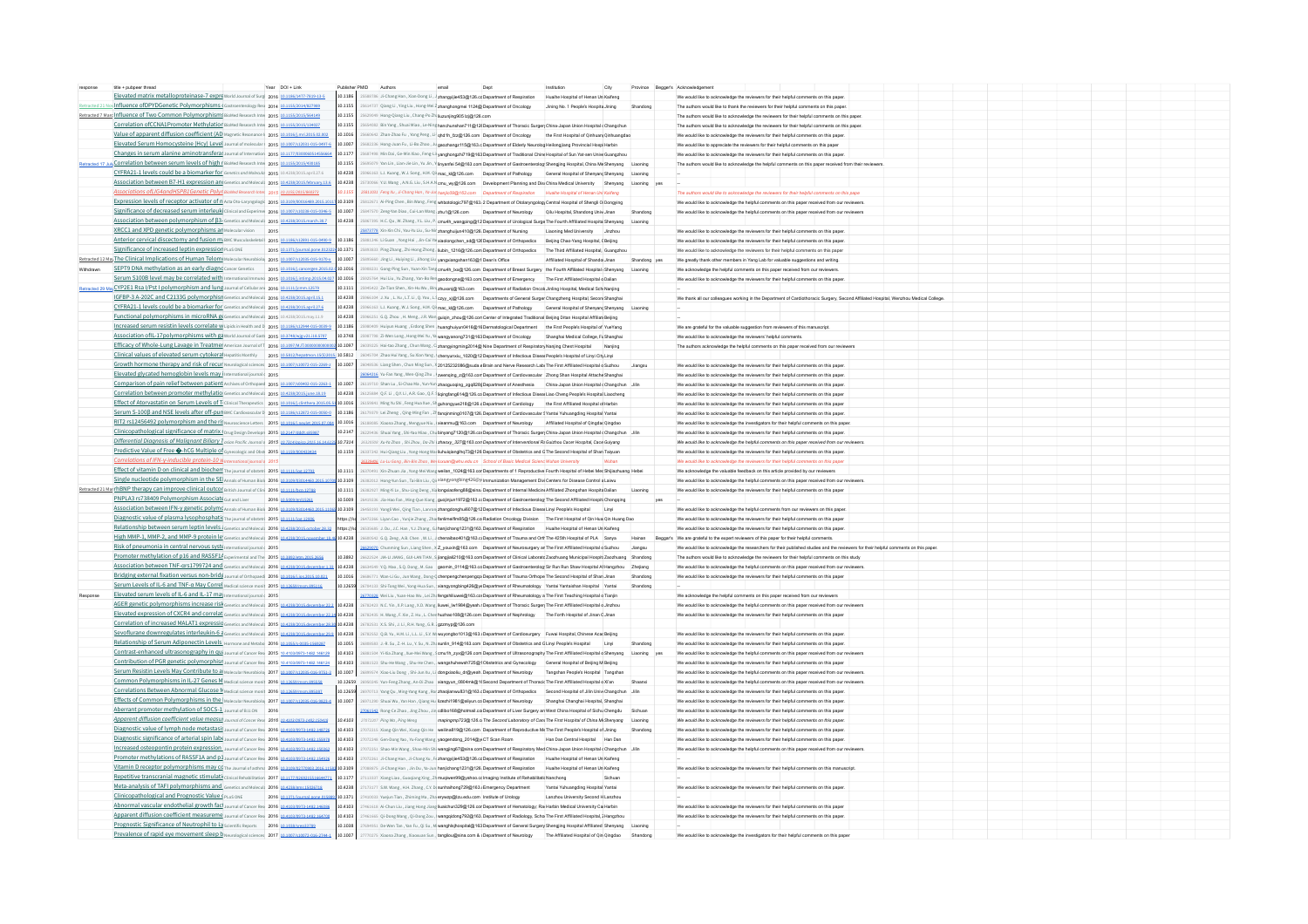| response | title + pubpeer thread | Year | DOI + Link | Publisher | PMID | Authors | email | Dept | Institution | City | Province | Beggar's | Acknowledgement |
|---|---|---|---|---|---|---|---|---|---|---|---|---|---|
| | Elevated matrix metalloproteinase-7 expre | 2016 | 10.1186/s40779-... | 10.1186 | | Ji-Chang Han, Xiao-Dong Li... | zhangjie453@126.com | Department of Respiration | Huaihe Hospital of Henan Uni | Kaifeng | | | We would like to acknowledge the reviewers for their helpful comments on this paper. |
| Retracted 21 Mar | Influence of DPYDGenetic Polymorphisms | 2014 | 10.1155/2014/827989 | 10.1155 | | Qiang Li, Ying Liu, Hong-Wei Zhang | zhanghongmei1124@ | Department of Oncology | Jining No. 1 People's Hospital | Jining | Shandong | | The authors would like to thank the reviewers for their helpful comments on this paper. |
| Retracted 7 May | Influence of Two Common Polymorphisms | 2015 | 10.1155/2015/... | 10.1155 | | Hong-Qiang Liu, Chang-Ke Zh | liuzuqing005.lq@126.com | | | | | | The authors would like to acknowledge the reviewers for their helpful comments on this paper. |
| | Correlation ofCCNA1Promoter Methylation | 2015 | 10.1155/2015/... | 10.1155 | | Bo Yang, Shuai Miao, Le-Ning | nanchunshan711@126 | Department of Thoracic Surgery | China-Japan Union Hospital of | Changchun | | | The authors would like to acknowledge the reviewers for their helpful comments on this paper. |
| | Value of apparent diffusion coefficient (AD | 2015 | 10.1016/j.mri.2015... | 10.1016 | | Zhao-Zhao Fu, Yong Peng, Li | qhd.fn_fzz@126.com | Department of Oncology | the First Hospital of Qinhuangdao | Qinhuangdao | | | We would like to acknowledge the reviewers for their helpful comments on this paper. |
| | Elevated Serum Homocysteine (Hcy) Level | 2015 | 10.1007/s12031-015-... | 10.1007 | | Hong-Juan Fu, Li-Bo Zhao | gaozhengz115@163.com | Department of Elderly Neurology | Heilongjiang Provincial Hospital | Harbin | | | We would like to appreciate the reviewers for their helpful comments on this paper. |
| | Changes in serum alanine aminotransfera | 2017 | 10.1177/... | 10.1177 | | Min Dai, Ge-Min Bao, Feng-Li | yanghongzhi719@163 | Department of Traditional Chinese | Hospital of Sun Yat-sen Univers | Guangzhou | | | We would like to acknowledge the reviewers for their helpful comments on this paper. |
| Retracted 17 Jul | Correlation between serum levels of high | 2015 | 10.1155/2015/... | 10.1155 | | Yan Lin, Lian-Jie Lin, Yu Jin, Y | linyanhe54@163.com | Department of Gastroenterology | Shengjing Hospital, China Med | Shenyang | Liaoning | | The authors would like to acknowledge the helpful comments on this paper received from their reviewers. |
| | CYFRA21-1 levels could be a biomarker for | 2016 | 10.4238/gmr.15... | 10.4238 | | L.J. Kuang, W.J. Song, H.M. Qi | mac_xj@126.com | Department of Pathology | General Hospital of Shenyang | Shenyang | Liaoning | | |
| | Association between B7-H1 expression an | 2016 | 10.4238/2016/... | 10.4238 | | Y.Li, Wang, A.N.G. Liu, G.H.A.N | cmu_wy@126.com | Development Planning and Discip | China Medical University | Shenyang | Liaoning | yes | |
| | *Associations ofLIG4andHSPB1Genetic Polyr* | 2015 | *10.1155/2015/...* | *10.1155* | | *Feng Xu, Ji-Chang Han, Ye-Hui* | *macjie99@163.com* | *Department of Respiration* | *Huaihe Hospital of Henan Uni* | *Kaifeng* | | | *The authors would like to acknowledge the reviewers for their helpful comments on this paper.* |
| | Expression levels of receptor activator of n | 2015 | 10.3109/00016489.2015... | 10.3109 | | Ai-Ping Chen, Bin Wang, Feng | artisotologic787@163 | 2 Department of Otolaryngology | Central Hospital of Shengli Oil | Dongying | | | We would like to acknowledge the reviewers for their helpful comments on this paper received from our reviewers. |
| | Significance of decreased serum interleuki | 2016 | 10.1007/s10238-015-... | 10.1007 | | Zeng-Hui Duan, Cai-Lan Wang | zhu1@126.com | Department of Neurology | Qilu Hospital, Shandong Univ | Jinan | Shandong | | We would like to acknowledge the helpful comments on this paper received from our reviewers. |
| | Association between polymorphism of β3- | 2016 | 10.4238/2016/march... | 10.4238 | | H.C. Qu, W. Zhang, Y.L. Liu, P. | cmu4h_wangpeng@12 | Department of Urological Surgery | The Fourth Affiliated Hospital of | Shenyang | Liaoning | | |
| | XRCC1 and XPD genetic polymorphisms an | 2015 | | | | Xin-Xin Chi, You-Ke Liu, Su-Mei | zhanghuijam410@126.com | Department of Nursing | Liaoning Med University | Jinzhou | | | |
| | Anterior cervical discectomy and fusion m | 2016 | 10.1186/s12891-015-... | 10.1186 | | Li Guan, Feng Hai, Jin-Cai Ya | xiaolongchen_ed@126 | Department of Orthopedics | Beijing Chao-Yang Hospital, C | Beijing | | | |
| | Significance of increased leptin expressior | 2015 | 10.1371/journal.pone... | 10.1371 | | Ping Zhang, Zhi-Hong Zhang | liubin_1216@126.com | Department of Orthopedics | The Third Affiliated Hospital, S | Guangzhou | | | We would like to acknowledge the reviewers for their helpful comments on this paper. |
| Retracted 12 May | The Clinical Implications of Human Telom | 2015 | 10.1007/s12035-015-... | 10.1007 | | Ling Li, Huiying Li, Jihong Liu | yangxiangshan163@1 | Dean's Office | Affiliated Hospital of Shandong | Jinan | Shandong | yes | We greatly thank other members in Yang Lab for valuable suggestions and writing. |
| Withdrawn | SEPT9 DNA methylation as an early diagno | 2015 | 10.1016/j.oncogen.2015... | 10.1016 | | Gang-Ping Sun, Yuan-Xin Tong | cmu4h_bo@126.com | Department of Breast Surgery | the Fourth Affiliated Hospital of | Shenyang | Liaoning | | We acknowledge the helpful comments on this paper received from our reviewers. |
| | Serum S100B level may be correlated with | 2015 | 10.1016/j.intimp.2015... | 10.1016 | | Hui Liu, Yu Zhang, Yan-Bo Men | gaodongna@163.com | Department of Emergency | The First Affiliated Hospital of | Dalian | | | We would like to acknowledge the reviewers for their helpful comments on this paper. |
| Retracted 20 Ma | CYP2E1 Rsa I/Pst I polymorphism and lung | 2015 | 10.1111/jcmm.12579 | 10.1111 | | Ze-Tian Shen, Xin-Hu Wu, Bin | zhuxixing@163.com | Department of Radiation Oncology | Jinling Hospital, Medical School | Nanjing | | | We would like to acknowledge the reviewers for their helpful comments on this paper. |
| | IGFBP-3 A-202C and C2133G polymorphism | 2016 | 10.4238/gmr.15... | 10.4238 | | J. Ni, L. Xu, L.T. Li, Q. Yan, L. | zzyy_xj@126.com | Departments of General Surgery | Changzheng Hospital, Second | Shanghai | | | We thank all our colleagues working in the Department of Cardiothoracic Surgery, Second Affiliated Hospital, Wenzhou Medical College. |
| | CYFRA21-1 levels could be a biomarker for | 2016 | 10.4238/gmr.15... | 10.4238 | | L.J. Kuang, W.J. Song, H.M. Qi | mac_xj@126.com | Department of Pathology | General Hospital of Shenyang | Shenyang | Liaoning | | |
| | Functional polymorphisms in microRNA g | 2016 | 10.4238/2016/... | 10.4238 | | Q. Zhou, H. Meng, J.R. Mao | quqin_zhou@126.com | Center of Integrated Traditional | Beijing Ditan Hospital Affiliated | Beijing | | | |
| | Increased serum resistin levels correlate w | 2016 | 10.1186/s12944-015-... | 10.1186 | | Huijuan Huang, Jindong Shen | huanghuiyan0416@163 | Dermatological Department | the First People's Hospital of | YueYang | | | We are grateful for the valuable suggestion from reviewers of this manuscript. |
| | Association ofIL-17polymorphisms with g | 2015 | 10.3748/wjg.v21.i... | 10.3748 | | Zi-Wen Long, Hong-Mei Yu, Ya | wangyanong731@163 | Department of Oncology | Shanghai Medical College, Fu | Shanghai | | | We would like to acknowledge the reviewers' helpful comments. |
| | Efficacy of Whole-Lung Lavage in Treatme | 2016 | 10.1097/MJT.000000... | 10.1097 | | Hai-Yan Zhang, Chun-Wang | zhangjingming2014@ | Nine Department of Respiratory | Nanjing Chest Hospital | Nanjing | | | The authors acknowledge the helpful comments on this paper received from our reviewers. |
| | Clinical values of elevated serum cytokerat | 2015 | 10.5812/... | 10.5812 | | Zhao Hai Yang, Su Bin Yang | chenyanxiu_1020@12 | Department of Infectious Disease | People's Hospital of Linyi City | Linyi | | | |
| | Growth hormone therapy and risk of recur | 2015 | 10.1007/s10072-015-... | 10.1007 | | Liang Shen, Chun-Ming Sun | 201235232086@suda | Brain and Nerve Research Lab | The First Affiliated Hospital of | Suzhou | Jiangsu | | We would like to acknowledge the reviewers for their helpful comments on this paper. |
| | Elevated glycated hemoglobin levels may | 2015 | | | | Yu-Fan Yang, Mao-Qing Zhu | zsweniying_z@163.com | Department of Cardiovascular | Zhong Shan Hospital Attached | Shanghai | | | We would like to acknowledge the reviewers for their helpful comments on this paper. |
| | Comparison of pain relief between patient | 2015 | 10.1007/s00402-015-... | 10.1007 | | Shan Lu, Si-Chao Ma, Yun-Yu | zhaoguojing_zgq@26 | Department of Anesthesia | China-Japan Union Hospital of | Changchun | Jilin | | We would like to acknowledge the reviewers for their helpful comments on this paper. |
| | Correlation between promoter methylatio | 2016 | 10.4238/gmr.15... | 10.4238 | | Q.F. Li, Q.Y. Li, A.R. Gao, Q.F. | liqingfang614@126.co | Department of Infectious Disease | Liao Cheng People's Hospital | Liaocheng | | | We would like to acknowledge the reviewers for their helpful comments on this paper. |
| | Effect of Atorvastatin on Serum Levels of T | 2015 | 10.1016/j.clinthera.2015... | 10.1016 | | Ming-Yu Wu, Feng-Hua Han, Si | gaitongyue218@126.c | Department of Cardiology | the First Affiliated Hospital of | Harbin | | | We would like to acknowledge the reviewers for their helpful comments on this paper. |
| | Serum S-100β and NSE levels after off-pu | 2015 | 10.1186/s13019-015-... | 10.1186 | | Lei Zhang, Qing-Ming Fan | tiangensing0107@126 | Department of Cardiovascular | Yantai Yuhuangding Hospital | Yantai | | | We would like to acknowledge the reviewers for their helpful comments on this paper. |
| | RIT2 rs12456492 polymorphism and the ri | 2015 | 10.1016/j.neulet.2015... | 10.1016 | | Xiaoxia Zhang, Mengyue Niu | xiaoannu@163.com | Department of Neurology | Affiliated Hospital of Qingdao | Qingdao | | | We would like to acknowledge the investigators for their helpful comments on this paper. |
| | Clinicopathological significance of matrix | 2015 | 10.2147/DDDT.... | 10.2147 | | Shuai Yang, Shi-Hua Miao, Chu | binyang1120@126.co | Department of Thoracic Surgery | China-Japan Union Hospital of | Changchun | Jilin | | We would like to acknowledge the reviewers for their helpful comments on this paper. |
| | *Differential Diagnosis of Malignant Biliary T* | 2015 | *10.7314/APJCP.2015...* | *10.7314* | | *Xu-Fu Zhao, Shi Zhou, De-Zhi* | *zhaoxiy_327@163.com* | *Department of Interventional Ra* | *Guizhou Cancer Hospital, Cance* | *Guiyang* | | | *We would like to acknowledge the helpful comments on this paper received from our reviewers.* |
| | Predictive Value of Free � hCG Multiple of | 2016 | 10.1159/000... | 10.1159 | | Hui-Qiang Liu, Yong-Hong Wang | liuhuiqiangliu73@126 | Department of Obstetrics and G | The Second Hospital of Shan | Taiyuan | | | We would like to acknowledge the reviewers for their helpful comments on this paper. |
| | *Correlations of IFN-γ-inducible protein-10 i* | 2015 | | | | *Lu-Lu Gong, Bin-Bin Zhao, Min* | *wenxiuxuan@ahu.edu.cn* | *School of Basic Medical Scienc* | *Anhui Medical University* | *Hefei* | | | *We would like to acknowledge the reviewers for their helpful comments on this paper.* |
| | Effect of vitamin D on clinical and biocher | 2015 | 10.1111/iej.12... | 10.1111 | | Xin-Zhuan Jia, Yong-Mei Wang | weitan_1024@163.co | Departments of 1 Reproductive | Fourth Hospital of Hebei Med | Shijiazhuang | Hebei | | We acknowledge the valuable feedback on this article provided by our reviewers. |
| | Single nucleotide polymorphism in the SE | 2015 | 10.3109/... | 10.3109 | | Hong-Yun Sun, Tai-Bin Liu, Qi | xiangrongdong420@y | Immunization Management Divi | Centers for Disease Control a | Laiwu | | | We would like to acknowledge the helpful comments on this paper received from our reviewers. |
| Retracted 21 Mar | hBNP therapy can improve clinical outcor | 2015 | 10.1111/... | 10.1111 | | Ming-Yi Li, Shu-Ling Feng | longxiaofeng66@sina | Department of Internal Medicine | Affiliated Zhongshan Hospital | Dalian | Liaoning | | We would like to acknowledge the reviewers for their helpful comments on this paper. |
| | PNPLA3 rs738409 Polymorphism Associati | 2015 | 10.5009/gnl15... | 10.5009 | | Jia-Hao Fan, Ming-Qun Xiang | gaojinjun1972@163 | Department of Gastroenterology | The Second Affiliated Hospital | Chongqing | | yes | |
| | Association between IFN-γ genetic polym | 2016 | 10.3109/... | 10.3109 | | Yong Wen, Qing Tian, Lianjun | zhangdonghui607@12 | Department of Infectious Disease | Linyi People's Hospital | Linyi | | | We would like to acknowledge the helpful comments from our reviewers on this paper. |
| | Diagnostic value of plasma lysophosphatid | 2015 | 10.1111/... | https:// | | Liyan Cao, Yanjie Zhang | fanlimeifm85@126.co | Radiation Oncology Division | The First Hospital of Qin Huang | Qin Huang Dao | | | We would like to acknowledge the reviewers for their helpful comments on this paper. |
| | Relationship between serum leptin levels | 2016 | 10.4238/gmr.15... | https:// | | Li Du, Zhang | hanjizhong1231@163 | Department of Respiration | Huaihe Hospital of Henan Uni | Kaifeng | | | We would like to acknowledge the reviewers for their helpful comments on this paper. |
| | High MMP-1, MMP-2, and MMP-9 protein le | 2016 | 10.4238/gmr.15... | 10.4238 | | G.Q. Zeng, A.B. Chen, W. Li | chenxiaoaoli01@163 | Department of Trauma and Orth | The 425th Hospital of PLA | Sanya | Hainan | Beggar's | We are grateful to the expert reviewers of this paper for their helpful comments. |
| | Risk of pneumonia in central nervous syste | 2015 | | | | Chunming Sun, Liang Shen, X.Z | jiaoxin@163.com | Department of Neurosurgery | the First Affiliated Hospital of | Suzhou | Jiangsu | | We would like to acknowledge the researchers for their published studies and the reviewers for their helpful comments on this paper. |
| | Promoter methylation of p16 and RASSF1A | 2015 | 10.3892/etm.2015... | 10.3892 | | JIA-LI JIANG, GUI-LAN TIAN | jiangjiali210@163.com | Department of Clinical Laborato | Zaozhuang Municipal Hospital | Zaozhuang | Shandong | | The authors would like to acknowledge the reviewers for their helpful comments on this study. |
| | Association between TNF-α rs1799724 and | 2016 | 10.4238/2016/... | 10.4238 | | Y.Q. Mao, S.Q. Dong, M. Gao | gaomin_0114@163.co | Department of Gastroenterology | Sir Run Run Shaw Hospital Af | Hangzhou | Zhejiang | | We would like to acknowledge the reviewers for their helpful comments on this paper. |
| | Bridging external fixation versus non-brid | 2016 | 10.1016/j.ijsu.2015... | 10.1016 | | Wan Li Du, Jun Wang, Dong | chenpengchenpengpe | Department of Trauma Orthopae | The Second Hospital of Shan | Jinan | Shandong | | We would like to acknowledge the reviewers for their helpful comments on this paper. |
| | Serum Levels of IL-6 and TNF-α May Correl | 2016 | 10.12659/MSM... | 10.12659 | | Shi-Tong Wen, Yong-Hua Sun | xiaogyingtong626@ya | Department of Rheumatology | Yantai Yantaishan Hospital | Yantai | Shandong | | |
| Response | Elevated serum levels of IL-6 and IL-17 ma | 2015 | | | | Wei Liu, Yuan-Hua Wu, Lei Zhu | fengwhiliuwei@163.co | Department of Rheumatology | The First Teaching Hospital of T | Tianjin | | | We acknowledge the helpful comments on this paper received from our reviewers. |
| | AGER genetic polymorphisms increase risk | 2015 | 10.4238/2015.december... | 10.4238 | | N.C. Yin, X.P. Lang, X.D. Wang | liuwei_lw1984@yeah | Department of Thoracic Surgery | The First Affiliated Hospital o | Jinzhou | | | We would like to acknowledge the helpful comments on this paper received from our reviewers. |
| | Elevated expression of CXCR4 and correlat | 2015 | 10.4238/2015.december... | 10.4238 | | H. Wang, F. Ge, Z. Hu, L. Chen | huzhao108@126.com | Department of Nephrology | The Forth Hospital of Jinan C | Jinan | | | We would like to acknowledge the reviewers for their helpful comments on this paper. |
| | Correlation of increased MALAT1 expressi | 2015 | 10.4238/2015.december... | 10.4238 | | X.S. Shi, J. Li, R.H. Yang, G.R. | gzzmyy@126.com | | | | | | |
| | Sevoflurane downregulates interleukin-6 a | 2015 | 10.4238/2015.december... | 10.4238 | | Q.N. Yu, H.M. Li, L.L. Li, S.Y. W | waiyongbo1013@163. | Department of Cardiosurgery | Fuwai Hospital, Chinese Acad | Beijing | | | We would like to acknowledge the reviewers for their helpful comments on this paper. |
| | Relationship of Serum Adiponectin Levels | 2015 | 10.1055/s-0035-... | 10.1055 | | J.-R. Su, Z.-H. Lu, Y. Su, N. Zh | sunlin_914@163.com | Department of Obstetrics and G | Linyi People's Hospital | Linyi | Shandong | | We would like to acknowledge the reviewers for their helpful comments on this paper. |
| | Contrast-enhanced ultrasonography in que | 2016 | 10.4103/0973-1482.... | 10.4103 | | Yi-Ru Zhang, Bun-Hei Wang | cmu1h_pxx@126.com | Department of Ultrasonography | The First Affiliated Hospital of | Shenyang | Liaoning | yes | We would like to acknowledge the helpful comments on this paper received from our reviewers. |
| | Contribution of PGR genetic polymorphism | 2015 | 10.4103/0973-1482.... | 10.4103 | | Sha-He Wang, Shu-He Chen | wangzhuheiwah725@1 | Obstetrics and Gynecology | General Hospital of Beijing Mi | Beijing | | | We would like to acknowledge the reviewers for their helpful comments on this paper. |
| | Serum Resistin Levels May Contribute to a | 2017 | 10.1007/s12035-016-... | 10.1007 | | Xiao-Lu Dong, Shu-Jun Xu, Li | dongxiaolu_dr@yeah. | Department of Neurology | Tangshan People's Hospital | Tangshan | | | We would like to acknowledge the reviewers for their helpful comments on this paper. |
| | Common Polymorphisms in IL-27 Genes M | 2016 | 10.12659/MSM... | 10.12659 | | Yun-Feng Zhang, An-Xi Zhao | xiangyue_0804ms@16 | Second Department of Thoracic | The First Affiliated Hospital o | Xi'an | Shaanxi | | We would like to acknowledge the reviewers for their helpful comments on this paper. |
| | Correlations Between Abnormal Glucose M | 2016 | 10.12659/MSM... | 10.12659 | | Yong Qu, Ming-Yang Kang, Rui | zhaojianwu83@163.co | Department of Orthopedics | Second Hospital of Jilin Unive | Changchun | Jilin | | We would like to acknowledge the reviewers for their helpful comments on this paper. |
| | Effects of Common Polymorphisms in the | 2017 | 10.1007/s12035-016-... | 10.1007 | | Shuai Wu, Yan Hon, Qiang Hu | lizezhi1981@sblyun.co | Department of Neurology | Shanghai Changhai Hospital, | Shanghai | | | We would like to acknowledge the reviewers for their helpful comments on this paper. |
| | Aberrant promoter methylation of SOCS-1 | 2016 | | | | Rong-Ce Zhao, Jing Zhou, Jia | cdlibo168@hotmail.co | Department of Liver Surgery an | West China Hospital of Sichua | Chengdu | Sichuan | | We would like to acknowledge the reviewers for their helpful comments on this paper. |
| | *Apparent diffusion coefficient value measur* | 2016 | | | | *Ping Ma, Ping Meng* | *mapingmp723@126.co* | *The Second Laboratory of Cocu* | *The First Hospital of China Me* | *Shenyang* | *Liaoning* | | *We would like to acknowledge the reviewers for their helpful comments on this paper.* |
| | Diagnostic value of lymph node metastasis | 2016 | 10.4103/0973-1482.... | 10.4103 | | Xiang Qin Wei, Xiang Qin Wei | weilina819@126.com | Department of Reproductive Me | The First People's Hospital of | Jining | Shandong | | We would like to acknowledge the reviewers for their helpful comments on this paper. |
| | Diagnostic significance of arterial spin labe | 2016 | 10.4103/0973-1482.... | 10.4103 | | Gen-Dang Yao, Yu-Feng Wang | yaogendang_2014@yi | CT Scan Room | Han Dan Central Hospital | Han Dan | | | We would like to acknowledge the reviewers for their helpful comments on this paper. |
| | Increased osteopontin protein expression | 2016 | 10.4103/0973-1482.... | 10.4103 | | Shao-Min Wang, Shao-Hai Sh | wangjing67@sina.com | Department of Respiratory Med | China-Japan Union Hospital of | Changchun | Jilin | | We would like to acknowledge the reviewers for their helpful comments on this paper. |
| | Promoter methylations of RASSF1A and p1 | 2016 | 10.4103/0973-1482.... | 10.4103 | | Ji-Chang Han, Ji-Chang Ha | zhangjie453@126.com | Department of Respiration | Huaihe Hospital of Henan Uni | Kaifeng | | | We would like to acknowledge the reviewers for their helpful comments on this paper. |
| | Vitamin D receptor polymorphisms may co | 2016 | 10.3109/... | 10.3109 | | Ji-Chang Han, Jin Du, Ye-Jun | hanjizhong1231@126. | Department of Respiration | Huaihe Hospital of Henan Uni | Kaifeng | | | We would like to acknowledge the reviewers for their helpful comments on this paper. |
| | Repetitive transcranial magnetic stimulati | 2017 | 10.1177/0269215516... | 10.1177 | | Xiang Liao, Guoqiang Xing, Zh | muqiwen99@yahoo.co | Imaging Institute of Rehabilitati | Nanchang | | Sichuan | | We would like to acknowledge the reviewers for their helpful comments on this manuscript. |
| | Meta-analysis of TAFI polymorphisms and | 2016 | 10.4238/gmr.15... | 10.4238 | | G.M. Wang, H.H. Zhang, C.X. S | sunhaifeng729@163.c | Emergency Department | Yantai Yuhuangding Hospital | Yantai | | | We would like to acknowledge the reviewers for their helpful comments on this paper. |
| | Clinicopathological and Prognostic Value | 2016 | 10.1371/journal.pone... | 10.1371 | | Yuejun Tian, Zhiming Ma, Zho | wyuejo@lzu.edu.com | Institute of Urology | Lanzhou University Second H | Lanzhou | | | |
| | Abnormal vascular endothelial growth fac | 2016 | 10.4103/0973-1482.... | 10.4103 | | Ai-Chun Liu, Jiang Hong Jiang | liuaichun329@126.co | Department of Hematology | Rui Harbin Medical University Ca | Harbin | | | We would like to acknowledge the reviewers for their helpful comments on this paper. |
| | Apparent diffusion coefficient measureme | 2016 | 10.4103/0973-1482.... | 10.4103 | | Qi-Dong Wang, Qi-Dong Zou | wangqidong792@163 | Department of Radiology, Su | The First Affiliated Hospital o | Jinzhou | | | We would like to acknowledge the reviewers for their helpful comments on this paper. |
| | Prognostic Significance of Neutrophil to Ly | 2016 | 10.1038/srep... | 10.1038 | | Ge-Wen Tan, Nan Fu, Qi Su, W | wangzhizhospital@163 | Department of General Surgery | Shengjing Hospital Affiliated | Shenyang | Liaoning | | |
| | Prevalence of rapid eye movement sleep b | 2016 | 10.1007/s10072-016-... | 10.1007 | | Xiaoxia Zhang, Xiaoxuan Sun | tangliuu@sina.com or | Department of Neurology | The Affiliated Hospital of Qing | Qingdao | Shandong | | We would like to acknowledge the investigators for their helpful comments on this paper |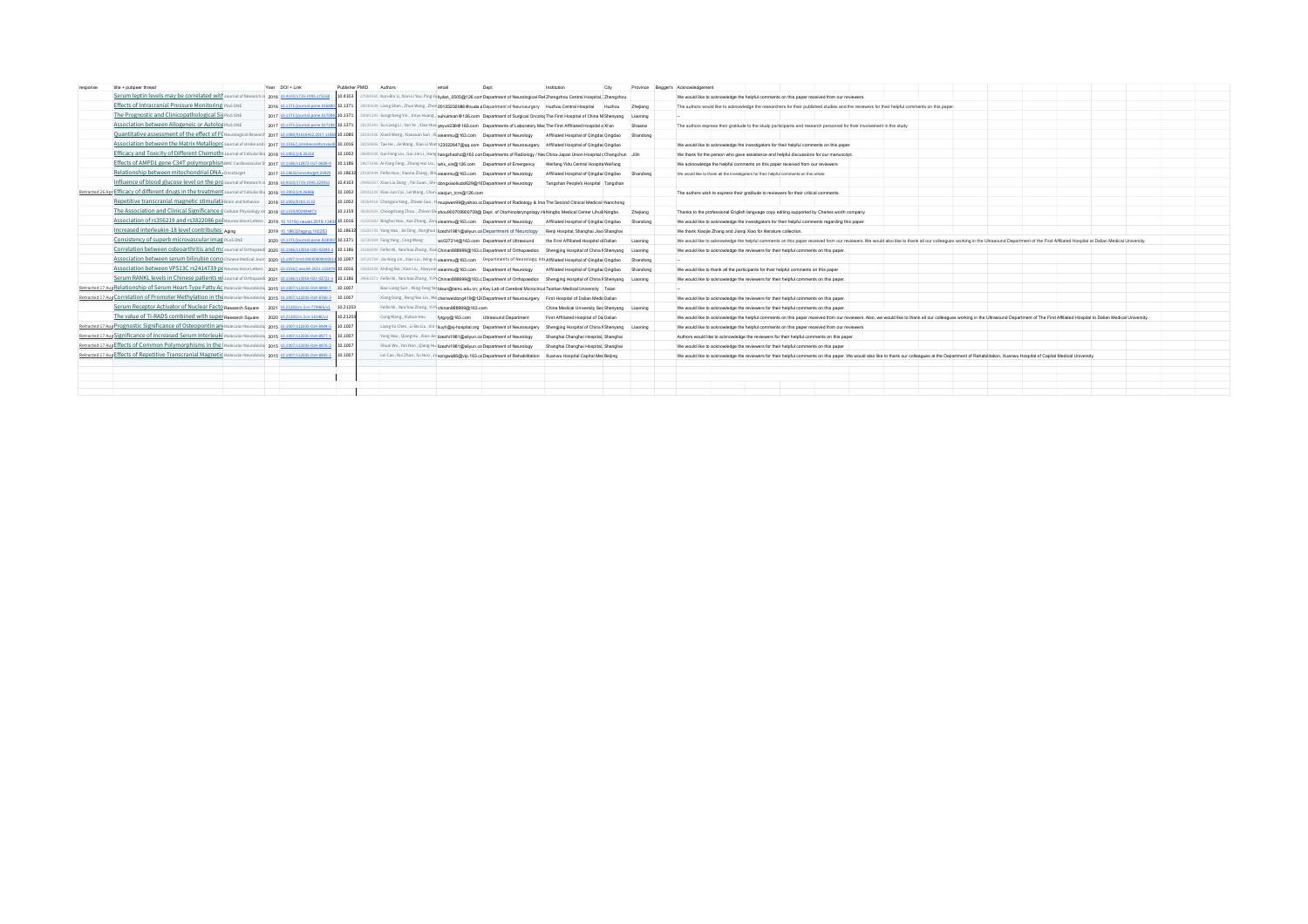| response | title + pubpeer thread | | Year | DOI + Link | Publisher | PMID | Authors | email | Dept | Institution | City | Province | Beggar's | Acknowledgement |
|---|---|---|---|---|---|---|---|---|---|---|---|---|---|---|
| | Serum leptin levels may be correlated with | Journal of Research | 2016 | 10.4103/1735-1995.175150 | 10.4103 | | Run-Bo Li, Xian-Li You, Ping | liyitan_0505@126.com | Department of Neurological Rehabilitation | Zhengzhou Central Hospital | Zhengzhou | | | We would like to acknowledge the helpful comments on this paper received from our reviewers. |
| | Effects of Intracranial Pressure Monitoring | PloS ONE | 2016 | 10.1371/journal.pone.0168... | 10.1371 | | Liang Shen, Zhua Wang, Zhon | 2013... | Department of Neurosurgery | Huzhou Central Hospital | Huzhou | Zhejiang | | The authors would like to acknowledge the researchers for their published studies and the reviewers for their helpful comments on this paper. |
| | The Prognostic and Clinicopathological Si | PloS ONE | 2017 | 10.1371/journal.pone.0170... | 10.1371 | | Songcheng Yin, Jinyu Huang | xuhuimian@126.com | Department of Surgical Oncology | The First Hospital of China Medical | Shenyang | Liaoning | | -- |
| | Association between Allogeneic or Autolo | PloS ONE | 2017 | 10.1371/journal.pone.017... | 10.1371 | | Su-Liang Li, Yan Ye, Xiao-Hua | yeyun2368@163.com | Departments of Laboratory Medicine | The First Affiliated Hospital of Xi'an | Xi'an | Shaanxi | | The authors express their gratitude to the study participants and research personnel for their involvement in the study |
| | Quantitative assessment of the effect of FC | Neurological Research | 2017 | 10.1080/01616412.2017.1... | 10.1080 | | Xiaoli Wang, Xiaoxuan Sun | xieanmu@163.com | Department of Neurology | Affiliated Hospital of Qingdao | Qingdao | Shandong | | |
| | Association between the Matrix Metallopro | Journal of stroke and | 2017 | 10.1016/j.jstrokecerebrovasdis... | 10.1016 | | Tao He, Jie Wang, Xiao-Li Wan | 123022647@qq.com | Department of Neurosurgery | Affiliated Hospital of Qingdao | Qingdao | | | We would like to acknowledge the investigators for their helpful comments on this paper. |
| | Efficacy and Toxicity of Different Chemoth | Journal of Cellular Bio | 2018 | 10.1002/jcb.26210 | 10.1002 | | Gui-Feng Liu, Gui-Jie Li, Hang | hangzhaohui@163.com | Departments of Radiology / Neu | China-Japan Union Hospital | Changchun | Jilin | | We thank for the person who gave assistance and helpful discussions for our manuscript. |
| | Effects of AMPD1 gene C34T polymorphism | BMC Cardiovascular D | 2017 | 10.1186/s12872-017-0608-0 | 10.1186 | | Ai-Fang Feng, Zhong-Hai Liu | wfcs_xin@126.com | Department of Emergency | Weifang Yidu Central Hospital | Weifang | | | We acknowledge the helpful comments on this paper received from our reviewers |
| | Relationship between mitochondrial DNA | Oncotarget | 2017 | 10.18632/oncotarget.20... | 10.18632 | | Feifei Hua, Xiaona Zhang, Bin | xieanmu@163.com | Department of Neurology | Affiliated Hospital of Qingdao | Qingdao | Shandong | | We would like to thank all the investigators for their helpful comments on this article |
| | Influence of blood glucose level on the pro | Journal of Research | 2018 | 10.4103/1735-1995.223952 | 10.4103 | | Xiao-Liu Dong, Fei Guan, Shu | dongxiaoliuts... | Department of Neurology | Tangshan People's Hospital | Tangshan | | | |
| Retracted 26 Apr | Efficacy of different drugs in the treatment | Journal of Cellular Bio | 2018 | 10.1002/jcb.26466 | 10.1002 | | Xiao-Jun Cai, Lei Wang, Chun | xiaojun_tcm@126.com | | | | | | The authors wish to express their gratitude to reviewers for their critical comments. |
| | Repetitive transcranial magnetic stimulat | Brain and Behavior | 2018 | 10.1002/brb3.1132 | 10.1002 | | Changxia Yang, Zhiwei Guo, H | muqiwen99@yahoo.com | Department of Radiology & Ima | The Second Clinical Medical | Nanchong | | | |
| | The Association and Clinical Significance o | Cellular Physiology an | 2018 | 10.1159/000494473 | 10.1159 | | Chongchang Zhou, Zhisen Shi | zhou... | Dept. of Otorhinolaryngology H | Ningbo Medical Center Lihuili | Ningbo | Zhejiang | | Thanks to the professional English language copy editing supported by Charlesworth company. |
| | Association of rs356219 and rs3822086 pol | Neuroscience Letters | 2019 | 10.1016/j.neulet.2019.134... | 10.1016 | | Binghui Hou, Xue Zhang, Zon | xieanmu@163.com | Department of Neurology | Affiliated Hospital of Qingdao | Qingdao | Shandong | | We would like to acknowledge the investigators for their helpful comments regarding this paper. |
| | Increased interleukin-18 level contributes | Aging | 2019 | 10.18632/aging.102253 | 10.18632 | | Yong Hao, Jie Ding, Rongrui | lizechi1981@aliyun.com | Department of Neurology | Renji Hospital, Shanghai Jiao | Shanghai | | | We thank Xiaojie Zhang and Jiangi Xiao for literature collection. |
| | Consistency of superb microvascular imag | PLoS ONE | 2020 | 10.1371/journal.pone.023... | 10.1371 | | Feng Yang, Cong Wang | wzc27214@163.com | Department of Ultrasound | the First Affiliated Hospital of | Dalian | Liaoning | | We would like to acknowledge the helpful comments on this paper received from our reviewers. We would also like to thank all our colleagues working in the Ultrasound Department of the First Affiliated Hospital at Dalian Medical University. |
| | Correlation between osteoarthritis and mo | Journal of Orthopaedi | 2020 | 10.1186/s13018-020-02045-3 | 10.1186 | | Feifei Ni, Yanchao Zhang, Xiao | Chinani888999@163.com | Department of Orthopaedics | Shengjing Hospital of China M | Shenyang | Liaoning | | We would like to acknowledge the reviewers for their helpful comments on this paper. |
| | Association between serum bilirubin conc | Chinese Medical Jour | 2020 | 10.1097/cm9.000000000... | 10.1097 | | Jia-Hang Lin, Xiao Liu, Ning-A | xieanmu@163.com | Departments of Neurology; Intr | Affiliated Hospital of Qingdao | Qingdao | Shandong | | -- |
| | Association between VPS13C rs2414739 po | Neuroscience Letters | 2021 | 10.1016/j.neulet.2021.1358... | 10.1016 | | Xiding Pan, Xiao Liu, Xiaoyue | xieanmu@163.com | Department of Neurology | Affiliated Hospital of Qingdao | Qingdao | Shandong | | We would like to thank all the participants for their helpful comments on this paper |
| | Serum RANKL levels in Chinese patients wi | Journal of Orthopaedi | 2021 | 10.1186/s13018-021-02721-z | 10.1186 | | Feifei Ni, Yanchao Zhang, Yi P | Chinani888999@163.com | Department of Orthopaedics | Shengjing Hospital of China M | Shenyang | Liaoning | | We would like to acknowledge the reviewers for their helpful comments on this paper. |
| Retracted 17 Aug | Relationship of Serum Heart-Type Fatty Ac | Molecular Neurobiolo | 2015 | 10.1007/s12035-014-8800-7 | 10.1007 | | Bao-Liang Sun, Ming-Feng Ya | blsun@tsmc.edu.cn; yi | Key Lab of Cerebral Microcircul | Taishan Medical University | Taian | | | -- |
| Retracted 17 Aug | Correlation of Promoter Methylation in the | Molecular Neurobiolo | 2015 | 10.1007/s12035-014-8760-2 | 10.1007 | | Xiang Dong, Rong-Hai Liu, We | chenweidong419@126.com | Department of Neurosurgery | First Hospital of Dalian Medica | Dalian | | | We would like to acknowledge the reviewers for their helpful comments on this paper. |
| | Serum Receptor Activator of Nuclear Facto | Research Square | 2021 | 10.21203/rs.3.rs-774665/v1 | 10.21203 | | Feifei Ni, Yanchao Zhang, Yi P | chinani888999@163.com | | China Medical University Sec | Shenyang | Liaoning | | We would like to acknowledge the reviewers for their helpful comments on this paper. |
| | The value of TI-RADS combined with super | Research Square | 2020 | 10.21203/rs.3.rs-16396/v1 | 10.21203 | | Cong Wang, Xiuhan Hou | fytyzy@163.com | Ultrasound Department | First Affiliated Hospital of Da | Dalian | | | We would like to acknowledge the helpful comments on this paper received from our reviewers. Also, we would like to thank all our colleagues working in the Ultrasound Department of The First Affiliated Hospital to Dalian Medical University. |
| Retracted 17 Aug | Prognostic Significance of Osteopontin an | Molecular Neurobiolo | 2015 | 10.1007/s12035-014-8694-3 | 10.1007 | | Liang-Yu Chen, Li-Bo Liu, Xin | liuyh@sj-hospital.org | Department of Neurosurgery | Shengjing Hospital of China M | Shenyang | Liaoning | | We would like to acknowledge the helpful comments on this paper received from our reviewers |
| Retracted 17 Aug | Significance of Increased Serum Interleuki | Molecular Neurobiolo | 2015 | 10.1007/s12035-014-8971-1 | 10.1007 | | Yong Hao, Qiang Hu, Xiao Jie | lizechi1981@aliyun.com | Department of Neurology | Shanghai Changhai Hospital, | Shanghai | | | Authors would like to acknowledge the reviewers for their helpful comments on this paper. |
| Retracted 17 Aug | Effects of Common Polymorphisms in the | Molecular Neurobiolo | 2015 | 10.1007/s12035-014-8976-2 | 10.1007 | | Shuai Wu, Yan Han, Qiang Hu | lizechi1981@aliyun.com | Department of Neurology | Shanghai Changhai Hospital, | Shanghai | | | We would like to acknowledge the reviewers for their helpful comments on this paper. |
| Retracted 17 Aug | Effects of Repetitive Transcranial Magnetic | Molecular Neurobiolo | 2015 | 10.1007/s12035-014-8895-2 | 10.1007 | | Lei Cao, Rui Zhao, Su Hua, Jin | songwq66@vip.163.com | Department of Rehabilitation | Xuanwu Hospital Capital Med | Beijing | | | We would like to acknowledge the reviewers for their helpful comments on this paper. We would also like to thank our colleagues at the Department of Rehabilitation, Xuanwu Hospital of Capital Medical University |